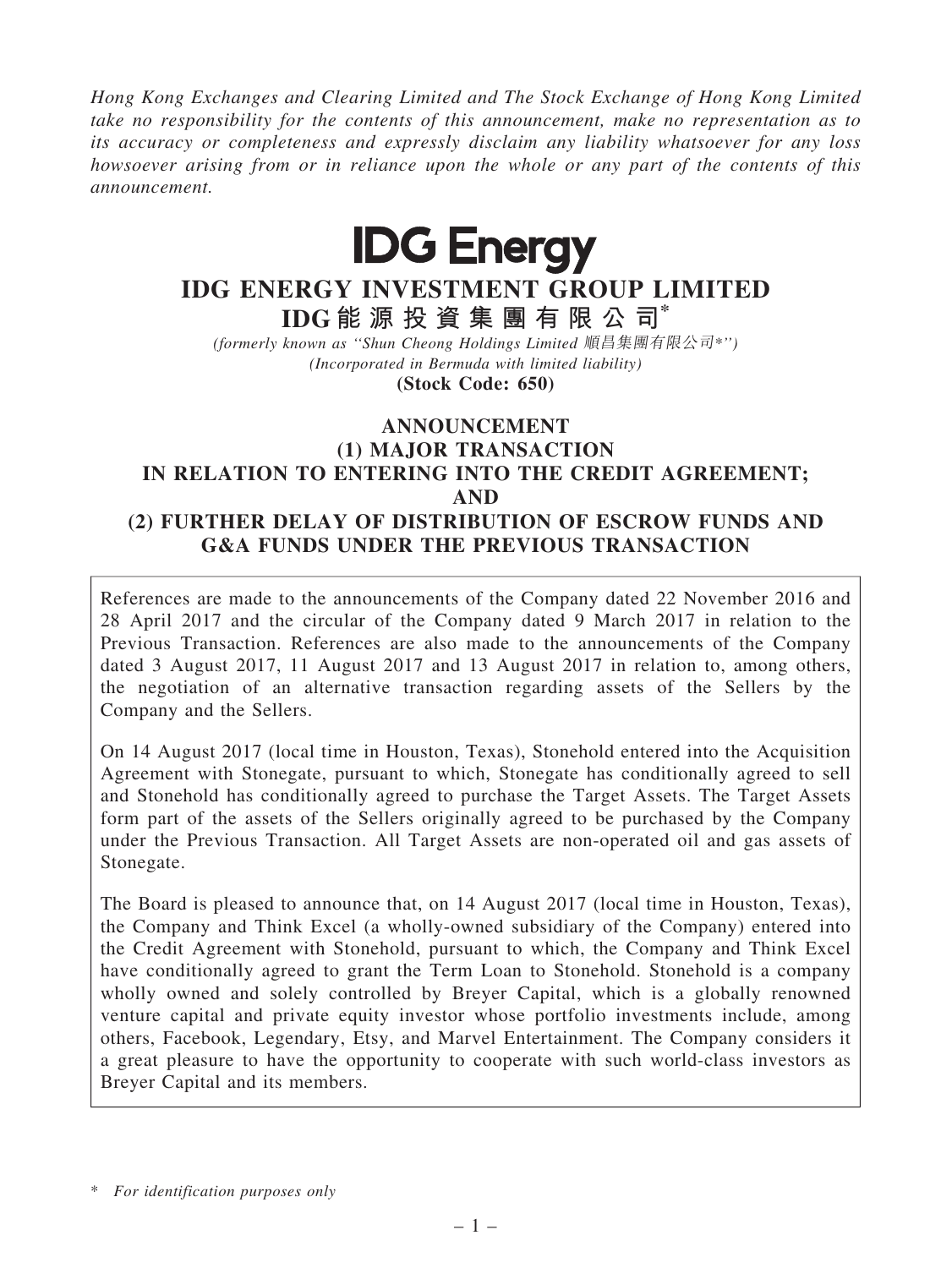*Hong Kong Exchanges and Clearing Limited and The Stock Exchange of Hong Kong Limited take no responsibility for the contents of this announcement, make no representation as to its accuracy or completeness and expressly disclaim any liability whatsoever for any loss howsoever arising from or in reliance upon the whole or any part of the contents of this announcement.*

**IDG Energy**

# IDG ENERGY INVESTMENT GROUP LIMITED
# IDG能源投資集團有限公司*

*(formerly known as "Shun Cheong Holdings Limited 順昌集團有限公司*")*
*(Incorporated in Bermuda with limited liability)*
**(Stock Code: 650)**

## ANNOUNCEMENT
## (1) MAJOR TRANSACTION IN RELATION TO ENTERING INTO THE CREDIT AGREEMENT; AND
## (2) FURTHER DELAY OF DISTRIBUTION OF ESCROW FUNDS AND G&A FUNDS UNDER THE PREVIOUS TRANSACTION

References are made to the announcements of the Company dated 22 November 2016 and 28 April 2017 and the circular of the Company dated 9 March 2017 in relation to the Previous Transaction. References are also made to the announcements of the Company dated 3 August 2017, 11 August 2017 and 13 August 2017 in relation to, among others, the negotiation of an alternative transaction regarding assets of the Sellers by the Company and the Sellers.

On 14 August 2017 (local time in Houston, Texas), Stonehold entered into the Acquisition Agreement with Stonegate, pursuant to which, Stonegate has conditionally agreed to sell and Stonehold has conditionally agreed to purchase the Target Assets. The Target Assets form part of the assets of the Sellers originally agreed to be purchased by the Company under the Previous Transaction. All Target Assets are non-operated oil and gas assets of Stonegate.

The Board is pleased to announce that, on 14 August 2017 (local time in Houston, Texas), the Company and Think Excel (a wholly-owned subsidiary of the Company) entered into the Credit Agreement with Stonehold, pursuant to which, the Company and Think Excel have conditionally agreed to grant the Term Loan to Stonehold. Stonehold is a company wholly owned and solely controlled by Breyer Capital, which is a globally renowned venture capital and private equity investor whose portfolio investments include, among others, Facebook, Legendary, Etsy, and Marvel Entertainment. The Company considers it a great pleasure to have the opportunity to cooperate with such world-class investors as Breyer Capital and its members.

\* *For identification purposes only*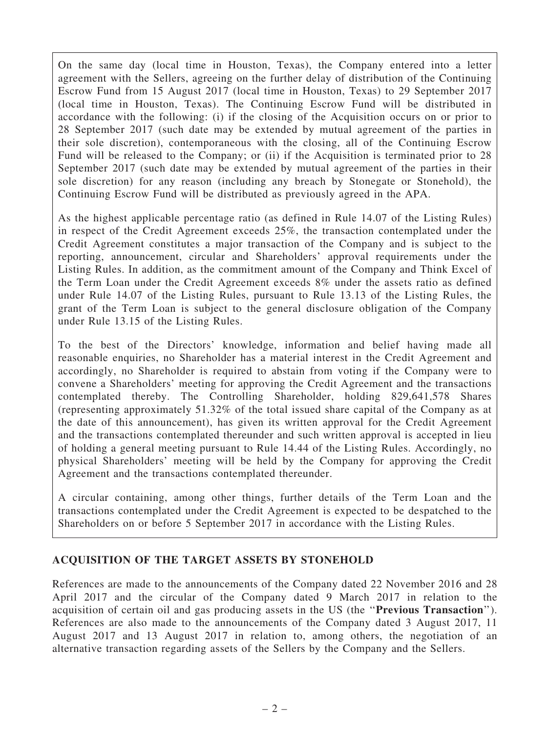On the same day (local time in Houston, Texas), the Company entered into a letter agreement with the Sellers, agreeing on the further delay of distribution of the Continuing Escrow Fund from 15 August 2017 (local time in Houston, Texas) to 29 September 2017 (local time in Houston, Texas). The Continuing Escrow Fund will be distributed in accordance with the following: (i) if the closing of the Acquisition occurs on or prior to 28 September 2017 (such date may be extended by mutual agreement of the parties in their sole discretion), contemporaneous with the closing, all of the Continuing Escrow Fund will be released to the Company; or (ii) if the Acquisition is terminated prior to 28 September 2017 (such date may be extended by mutual agreement of the parties in their sole discretion) for any reason (including any breach by Stonegate or Stonehold), the Continuing Escrow Fund will be distributed as previously agreed in the APA.

As the highest applicable percentage ratio (as defined in Rule 14.07 of the Listing Rules) in respect of the Credit Agreement exceeds 25%, the transaction contemplated under the Credit Agreement constitutes a major transaction of the Company and is subject to the reporting, announcement, circular and Shareholders' approval requirements under the Listing Rules. In addition, as the commitment amount of the Company and Think Excel of the Term Loan under the Credit Agreement exceeds 8% under the assets ratio as defined under Rule 14.07 of the Listing Rules, pursuant to Rule 13.13 of the Listing Rules, the grant of the Term Loan is subject to the general disclosure obligation of the Company under Rule 13.15 of the Listing Rules.

To the best of the Directors' knowledge, information and belief having made all reasonable enquiries, no Shareholder has a material interest in the Credit Agreement and accordingly, no Shareholder is required to abstain from voting if the Company were to convene a Shareholders' meeting for approving the Credit Agreement and the transactions contemplated thereby. The Controlling Shareholder, holding 829,641,578 Shares (representing approximately 51.32% of the total issued share capital of the Company as at the date of this announcement), has given its written approval for the Credit Agreement and the transactions contemplated thereunder and such written approval is accepted in lieu of holding a general meeting pursuant to Rule 14.44 of the Listing Rules. Accordingly, no physical Shareholders' meeting will be held by the Company for approving the Credit Agreement and the transactions contemplated thereunder.

A circular containing, among other things, further details of the Term Loan and the transactions contemplated under the Credit Agreement is expected to be despatched to the Shareholders on or before 5 September 2017 in accordance with the Listing Rules.

## ACQUISITION OF THE TARGET ASSETS BY STONEHOLD

References are made to the announcements of the Company dated 22 November 2016 and 28 April 2017 and the circular of the Company dated 9 March 2017 in relation to the acquisition of certain oil and gas producing assets in the US (the "**Previous Transaction**"). References are also made to the announcements of the Company dated 3 August 2017, 11 August 2017 and 13 August 2017 in relation to, among others, the negotiation of an alternative transaction regarding assets of the Sellers by the Company and the Sellers.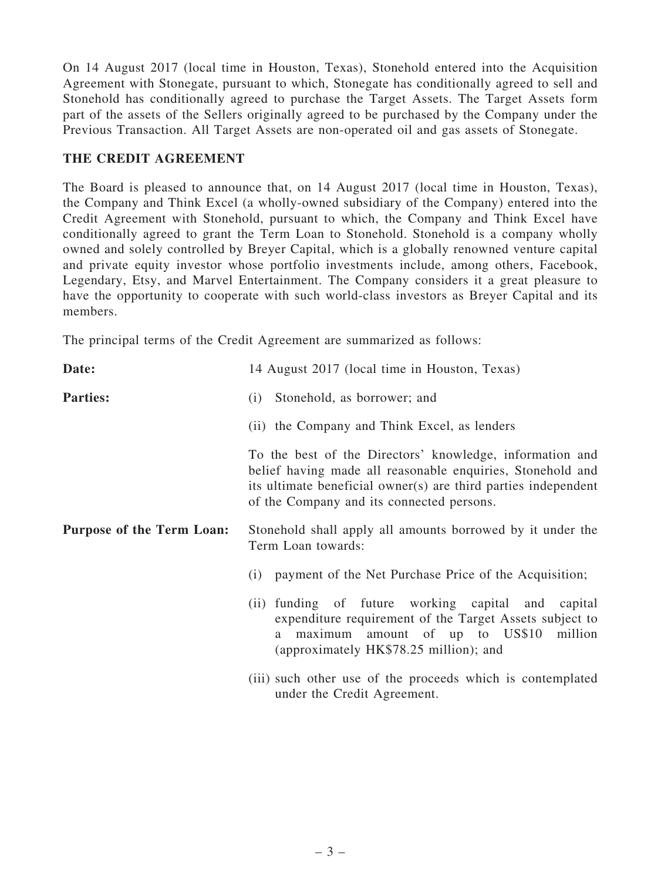On 14 August 2017 (local time in Houston, Texas), Stonehold entered into the Acquisition Agreement with Stonegate, pursuant to which, Stonegate has conditionally agreed to sell and Stonehold has conditionally agreed to purchase the Target Assets. The Target Assets form part of the assets of the Sellers originally agreed to be purchased by the Company under the Previous Transaction. All Target Assets are non-operated oil and gas assets of Stonegate.

## THE CREDIT AGREEMENT

The Board is pleased to announce that, on 14 August 2017 (local time in Houston, Texas), the Company and Think Excel (a wholly-owned subsidiary of the Company) entered into the Credit Agreement with Stonehold, pursuant to which, the Company and Think Excel have conditionally agreed to grant the Term Loan to Stonehold. Stonehold is a company wholly owned and solely controlled by Breyer Capital, which is a globally renowned venture capital and private equity investor whose portfolio investments include, among others, Facebook, Legendary, Etsy, and Marvel Entertainment. The Company considers it a great pleasure to have the opportunity to cooperate with such world-class investors as Breyer Capital and its members.

The principal terms of the Credit Agreement are summarized as follows:

**Date:** 14 August 2017 (local time in Houston, Texas)

**Parties:**

(i) Stonehold, as borrower; and

(ii) the Company and Think Excel, as lenders

To the best of the Directors' knowledge, information and belief having made all reasonable enquiries, Stonehold and its ultimate beneficial owner(s) are third parties independent of the Company and its connected persons.

**Purpose of the Term Loan:** Stonehold shall apply all amounts borrowed by it under the Term Loan towards:

(i) payment of the Net Purchase Price of the Acquisition;

(ii) funding of future working capital and capital expenditure requirement of the Target Assets subject to a maximum amount of up to US$10 million (approximately HK$78.25 million); and

(iii) such other use of the proceeds which is contemplated under the Credit Agreement.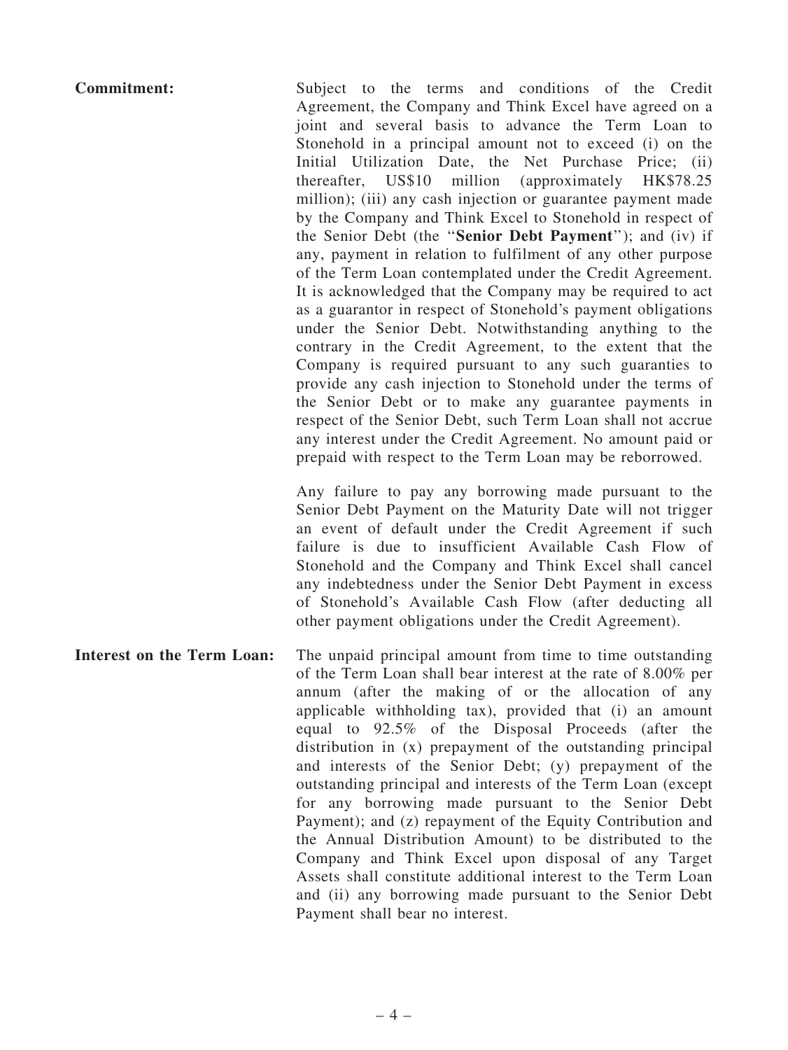**Commitment:** Subject to the terms and conditions of the Credit Agreement, the Company and Think Excel have agreed on a joint and several basis to advance the Term Loan to Stonehold in a principal amount not to exceed (i) on the Initial Utilization Date, the Net Purchase Price; (ii) thereafter, US$10 million (approximately HK$78.25 million); (iii) any cash injection or guarantee payment made by the Company and Think Excel to Stonehold in respect of the Senior Debt (the "**Senior Debt Payment**"); and (iv) if any, payment in relation to fulfilment of any other purpose of the Term Loan contemplated under the Credit Agreement. It is acknowledged that the Company may be required to act as a guarantor in respect of Stonehold's payment obligations under the Senior Debt. Notwithstanding anything to the contrary in the Credit Agreement, to the extent that the Company is required pursuant to any such guaranties to provide any cash injection to Stonehold under the terms of the Senior Debt or to make any guarantee payments in respect of the Senior Debt, such Term Loan shall not accrue any interest under the Credit Agreement. No amount paid or prepaid with respect to the Term Loan may be reborrowed.

Any failure to pay any borrowing made pursuant to the Senior Debt Payment on the Maturity Date will not trigger an event of default under the Credit Agreement if such failure is due to insufficient Available Cash Flow of Stonehold and the Company and Think Excel shall cancel any indebtedness under the Senior Debt Payment in excess of Stonehold's Available Cash Flow (after deducting all other payment obligations under the Credit Agreement).

**Interest on the Term Loan:** The unpaid principal amount from time to time outstanding of the Term Loan shall bear interest at the rate of 8.00% per annum (after the making of or the allocation of any applicable withholding tax), provided that (i) an amount equal to 92.5% of the Disposal Proceeds (after the distribution in (x) prepayment of the outstanding principal and interests of the Senior Debt; (y) prepayment of the outstanding principal and interests of the Term Loan (except for any borrowing made pursuant to the Senior Debt Payment); and (z) repayment of the Equity Contribution and the Annual Distribution Amount) to be distributed to the Company and Think Excel upon disposal of any Target Assets shall constitute additional interest to the Term Loan and (ii) any borrowing made pursuant to the Senior Debt Payment shall bear no interest.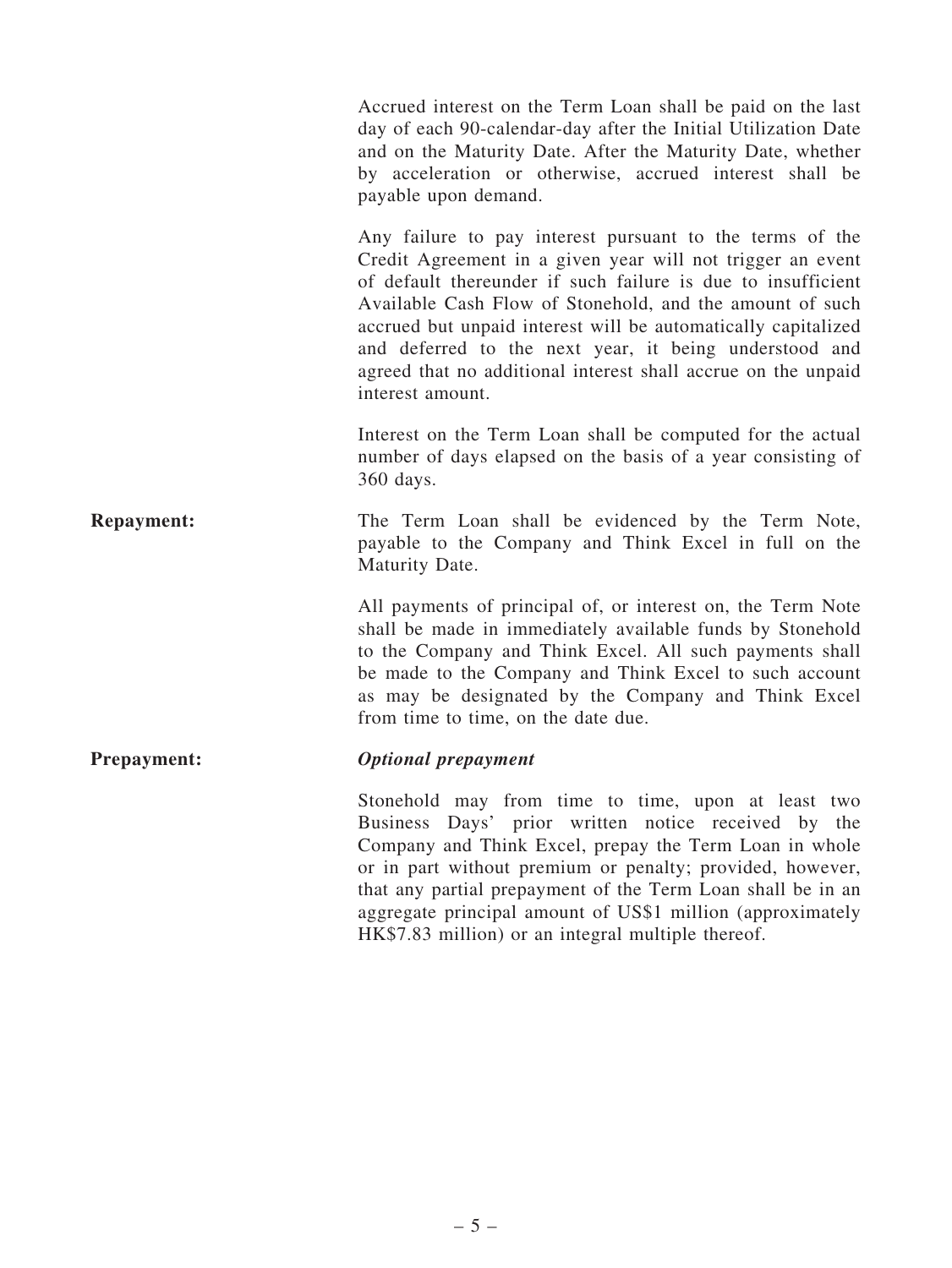Accrued interest on the Term Loan shall be paid on the last day of each 90-calendar-day after the Initial Utilization Date and on the Maturity Date. After the Maturity Date, whether by acceleration or otherwise, accrued interest shall be payable upon demand.

Any failure to pay interest pursuant to the terms of the Credit Agreement in a given year will not trigger an event of default thereunder if such failure is due to insufficient Available Cash Flow of Stonehold, and the amount of such accrued but unpaid interest will be automatically capitalized and deferred to the next year, it being understood and agreed that no additional interest shall accrue on the unpaid interest amount.

Interest on the Term Loan shall be computed for the actual number of days elapsed on the basis of a year consisting of 360 days.

**Repayment:**

The Term Loan shall be evidenced by the Term Note, payable to the Company and Think Excel in full on the Maturity Date.

All payments of principal of, or interest on, the Term Note shall be made in immediately available funds by Stonehold to the Company and Think Excel. All such payments shall be made to the Company and Think Excel to such account as may be designated by the Company and Think Excel from time to time, on the date due.

**Prepayment:**

***Optional prepayment***

Stonehold may from time to time, upon at least two Business Days' prior written notice received by the Company and Think Excel, prepay the Term Loan in whole or in part without premium or penalty; provided, however, that any partial prepayment of the Term Loan shall be in an aggregate principal amount of US$1 million (approximately HK$7.83 million) or an integral multiple thereof.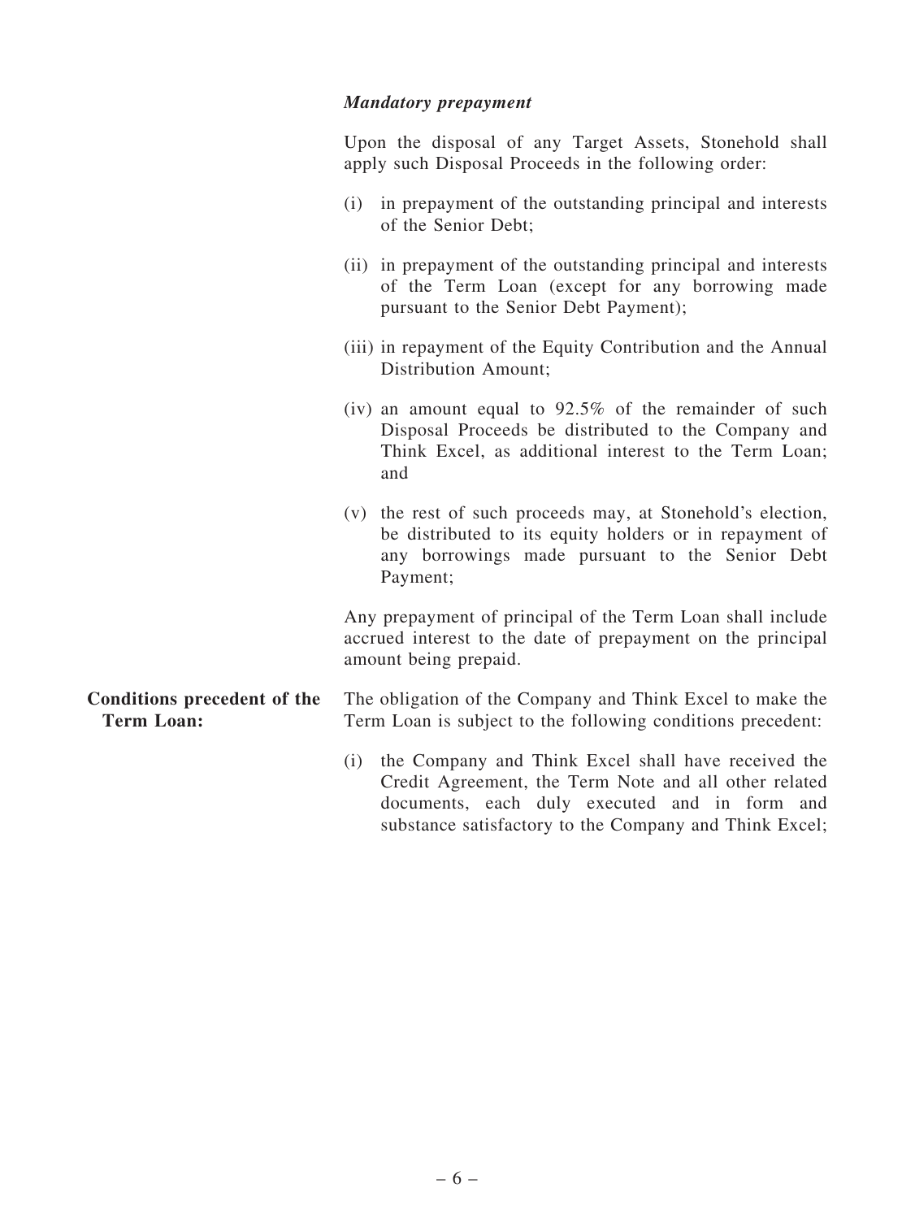*Mandatory prepayment*

Upon the disposal of any Target Assets, Stonehold shall apply such Disposal Proceeds in the following order:

(i) in prepayment of the outstanding principal and interests of the Senior Debt;

(ii) in prepayment of the outstanding principal and interests of the Term Loan (except for any borrowing made pursuant to the Senior Debt Payment);

(iii) in repayment of the Equity Contribution and the Annual Distribution Amount;

(iv) an amount equal to 92.5% of the remainder of such Disposal Proceeds be distributed to the Company and Think Excel, as additional interest to the Term Loan; and

(v) the rest of such proceeds may, at Stonehold's election, be distributed to its equity holders or in repayment of any borrowings made pursuant to the Senior Debt Payment;

Any prepayment of principal of the Term Loan shall include accrued interest to the date of prepayment on the principal amount being prepaid.

**Conditions precedent of the Term Loan:**

The obligation of the Company and Think Excel to make the Term Loan is subject to the following conditions precedent:

(i) the Company and Think Excel shall have received the Credit Agreement, the Term Note and all other related documents, each duly executed and in form and substance satisfactory to the Company and Think Excel;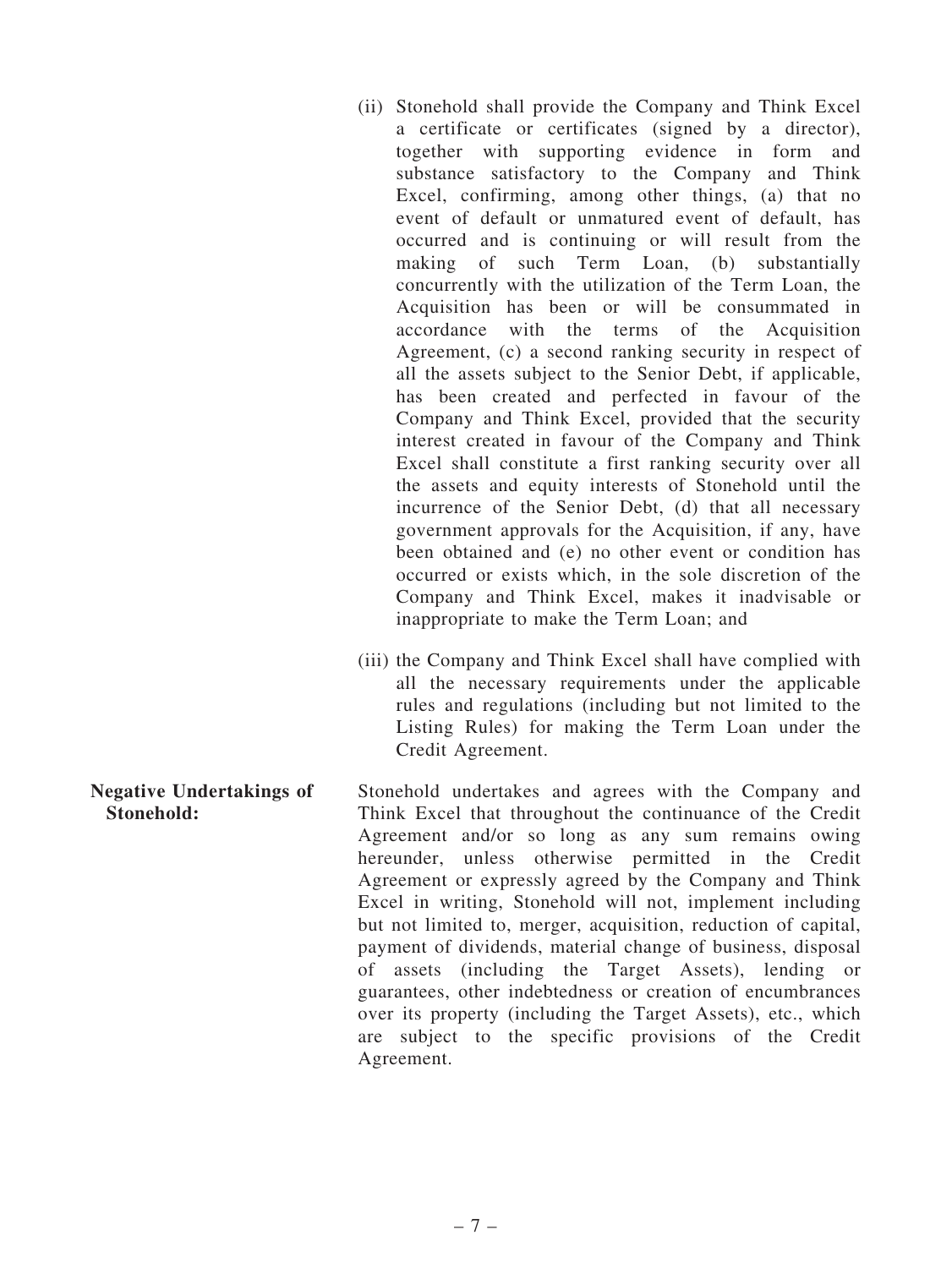(ii) Stonehold shall provide the Company and Think Excel a certificate or certificates (signed by a director), together with supporting evidence in form and substance satisfactory to the Company and Think Excel, confirming, among other things, (a) that no event of default or unmatured event of default, has occurred and is continuing or will result from the making of such Term Loan, (b) substantially concurrently with the utilization of the Term Loan, the Acquisition has been or will be consummated in accordance with the terms of the Acquisition Agreement, (c) a second ranking security in respect of all the assets subject to the Senior Debt, if applicable, has been created and perfected in favour of the Company and Think Excel, provided that the security interest created in favour of the Company and Think Excel shall constitute a first ranking security over all the assets and equity interests of Stonehold until the incurrence of the Senior Debt, (d) that all necessary government approvals for the Acquisition, if any, have been obtained and (e) no other event or condition has occurred or exists which, in the sole discretion of the Company and Think Excel, makes it inadvisable or inappropriate to make the Term Loan; and

(iii) the Company and Think Excel shall have complied with all the necessary requirements under the applicable rules and regulations (including but not limited to the Listing Rules) for making the Term Loan under the Credit Agreement.

**Negative Undertakings of Stonehold:**

Stonehold undertakes and agrees with the Company and Think Excel that throughout the continuance of the Credit Agreement and/or so long as any sum remains owing hereunder, unless otherwise permitted in the Credit Agreement or expressly agreed by the Company and Think Excel in writing, Stonehold will not, implement including but not limited to, merger, acquisition, reduction of capital, payment of dividends, material change of business, disposal of assets (including the Target Assets), lending or guarantees, other indebtedness or creation of encumbrances over its property (including the Target Assets), etc., which are subject to the specific provisions of the Credit Agreement.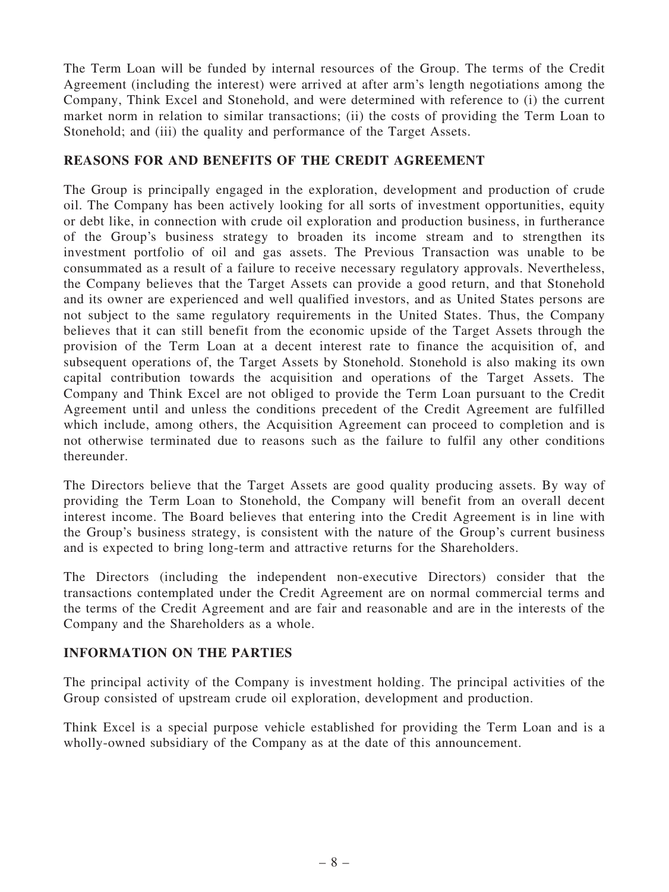The Term Loan will be funded by internal resources of the Group. The terms of the Credit Agreement (including the interest) were arrived at after arm's length negotiations among the Company, Think Excel and Stonehold, and were determined with reference to (i) the current market norm in relation to similar transactions; (ii) the costs of providing the Term Loan to Stonehold; and (iii) the quality and performance of the Target Assets.

## REASONS FOR AND BENEFITS OF THE CREDIT AGREEMENT

The Group is principally engaged in the exploration, development and production of crude oil. The Company has been actively looking for all sorts of investment opportunities, equity or debt like, in connection with crude oil exploration and production business, in furtherance of the Group's business strategy to broaden its income stream and to strengthen its investment portfolio of oil and gas assets. The Previous Transaction was unable to be consummated as a result of a failure to receive necessary regulatory approvals. Nevertheless, the Company believes that the Target Assets can provide a good return, and that Stonehold and its owner are experienced and well qualified investors, and as United States persons are not subject to the same regulatory requirements in the United States. Thus, the Company believes that it can still benefit from the economic upside of the Target Assets through the provision of the Term Loan at a decent interest rate to finance the acquisition of, and subsequent operations of, the Target Assets by Stonehold. Stonehold is also making its own capital contribution towards the acquisition and operations of the Target Assets. The Company and Think Excel are not obliged to provide the Term Loan pursuant to the Credit Agreement until and unless the conditions precedent of the Credit Agreement are fulfilled which include, among others, the Acquisition Agreement can proceed to completion and is not otherwise terminated due to reasons such as the failure to fulfil any other conditions thereunder.

The Directors believe that the Target Assets are good quality producing assets. By way of providing the Term Loan to Stonehold, the Company will benefit from an overall decent interest income. The Board believes that entering into the Credit Agreement is in line with the Group's business strategy, is consistent with the nature of the Group's current business and is expected to bring long-term and attractive returns for the Shareholders.

The Directors (including the independent non-executive Directors) consider that the transactions contemplated under the Credit Agreement are on normal commercial terms and the terms of the Credit Agreement and are fair and reasonable and are in the interests of the Company and the Shareholders as a whole.

## INFORMATION ON THE PARTIES

The principal activity of the Company is investment holding. The principal activities of the Group consisted of upstream crude oil exploration, development and production.

Think Excel is a special purpose vehicle established for providing the Term Loan and is a wholly-owned subsidiary of the Company as at the date of this announcement.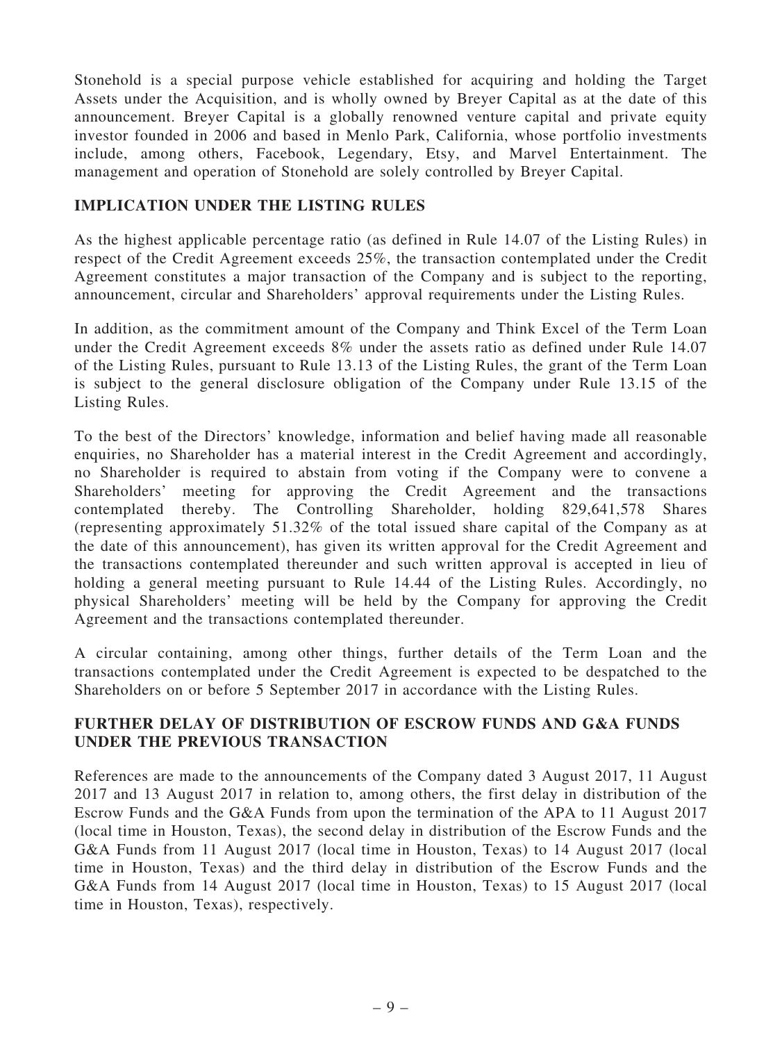Stonehold is a special purpose vehicle established for acquiring and holding the Target Assets under the Acquisition, and is wholly owned by Breyer Capital as at the date of this announcement. Breyer Capital is a globally renowned venture capital and private equity investor founded in 2006 and based in Menlo Park, California, whose portfolio investments include, among others, Facebook, Legendary, Etsy, and Marvel Entertainment. The management and operation of Stonehold are solely controlled by Breyer Capital.

## IMPLICATION UNDER THE LISTING RULES

As the highest applicable percentage ratio (as defined in Rule 14.07 of the Listing Rules) in respect of the Credit Agreement exceeds 25%, the transaction contemplated under the Credit Agreement constitutes a major transaction of the Company and is subject to the reporting, announcement, circular and Shareholders' approval requirements under the Listing Rules.

In addition, as the commitment amount of the Company and Think Excel of the Term Loan under the Credit Agreement exceeds 8% under the assets ratio as defined under Rule 14.07 of the Listing Rules, pursuant to Rule 13.13 of the Listing Rules, the grant of the Term Loan is subject to the general disclosure obligation of the Company under Rule 13.15 of the Listing Rules.

To the best of the Directors' knowledge, information and belief having made all reasonable enquiries, no Shareholder has a material interest in the Credit Agreement and accordingly, no Shareholder is required to abstain from voting if the Company were to convene a Shareholders' meeting for approving the Credit Agreement and the transactions contemplated thereby. The Controlling Shareholder, holding 829,641,578 Shares (representing approximately 51.32% of the total issued share capital of the Company as at the date of this announcement), has given its written approval for the Credit Agreement and the transactions contemplated thereunder and such written approval is accepted in lieu of holding a general meeting pursuant to Rule 14.44 of the Listing Rules. Accordingly, no physical Shareholders' meeting will be held by the Company for approving the Credit Agreement and the transactions contemplated thereunder.

A circular containing, among other things, further details of the Term Loan and the transactions contemplated under the Credit Agreement is expected to be despatched to the Shareholders on or before 5 September 2017 in accordance with the Listing Rules.

## FURTHER DELAY OF DISTRIBUTION OF ESCROW FUNDS AND G&A FUNDS UNDER THE PREVIOUS TRANSACTION

References are made to the announcements of the Company dated 3 August 2017, 11 August 2017 and 13 August 2017 in relation to, among others, the first delay in distribution of the Escrow Funds and the G&A Funds from upon the termination of the APA to 11 August 2017 (local time in Houston, Texas), the second delay in distribution of the Escrow Funds and the G&A Funds from 11 August 2017 (local time in Houston, Texas) to 14 August 2017 (local time in Houston, Texas) and the third delay in distribution of the Escrow Funds and the G&A Funds from 14 August 2017 (local time in Houston, Texas) to 15 August 2017 (local time in Houston, Texas), respectively.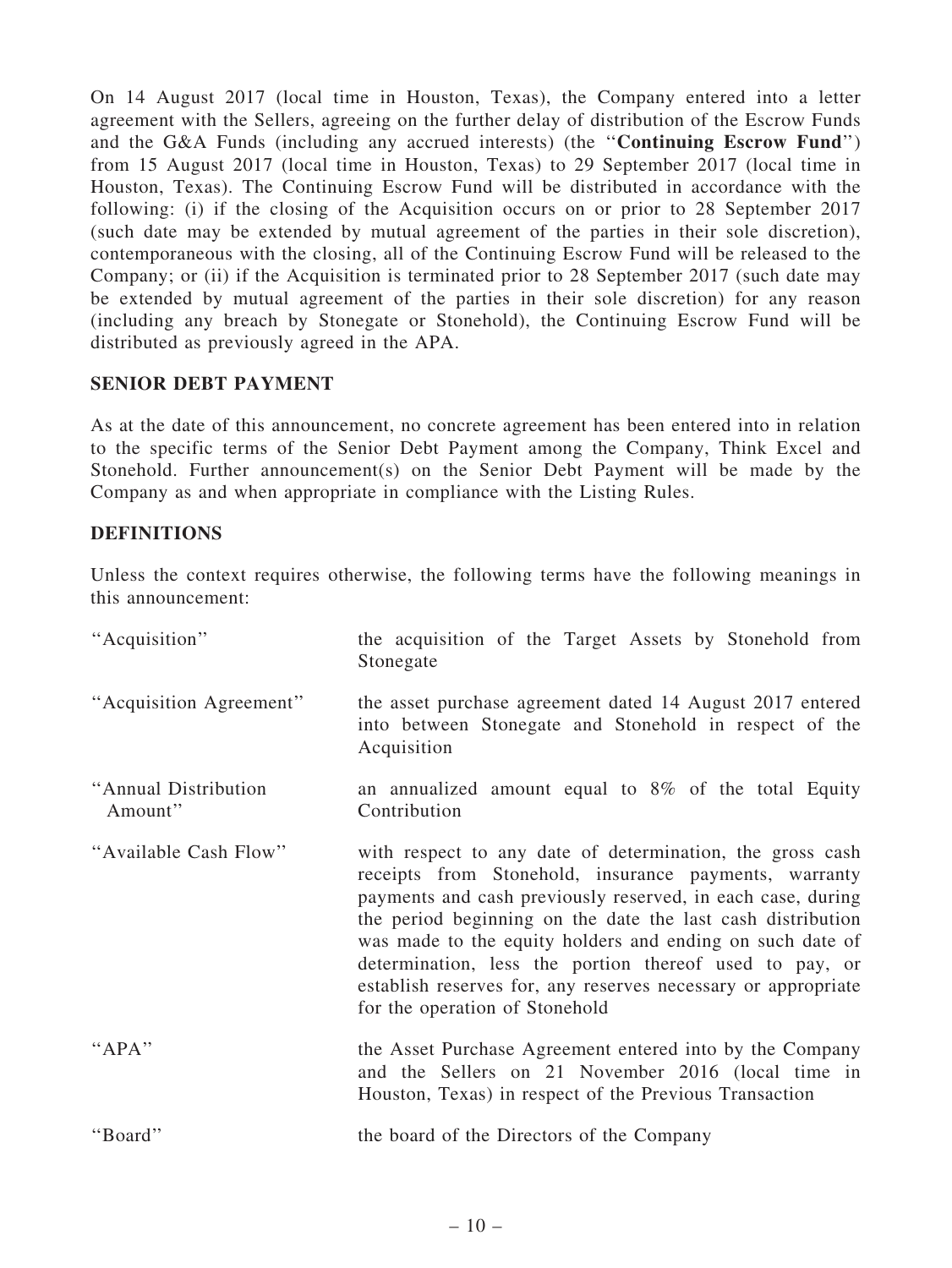On 14 August 2017 (local time in Houston, Texas), the Company entered into a letter agreement with the Sellers, agreeing on the further delay of distribution of the Escrow Funds and the G&A Funds (including any accrued interests) (the "**Continuing Escrow Fund**") from 15 August 2017 (local time in Houston, Texas) to 29 September 2017 (local time in Houston, Texas). The Continuing Escrow Fund will be distributed in accordance with the following: (i) if the closing of the Acquisition occurs on or prior to 28 September 2017 (such date may be extended by mutual agreement of the parties in their sole discretion), contemporaneous with the closing, all of the Continuing Escrow Fund will be released to the Company; or (ii) if the Acquisition is terminated prior to 28 September 2017 (such date may be extended by mutual agreement of the parties in their sole discretion) for any reason (including any breach by Stonegate or Stonehold), the Continuing Escrow Fund will be distributed as previously agreed in the APA.

## SENIOR DEBT PAYMENT

As at the date of this announcement, no concrete agreement has been entered into in relation to the specific terms of the Senior Debt Payment among the Company, Think Excel and Stonehold. Further announcement(s) on the Senior Debt Payment will be made by the Company as and when appropriate in compliance with the Listing Rules.

## DEFINITIONS

Unless the context requires otherwise, the following terms have the following meanings in this announcement:

| | |
|---|---|
| "Acquisition" | the acquisition of the Target Assets by Stonehold from Stonegate |
| "Acquisition Agreement" | the asset purchase agreement dated 14 August 2017 entered into between Stonegate and Stonehold in respect of the Acquisition |
| "Annual Distribution Amount" | an annualized amount equal to 8% of the total Equity Contribution |
| "Available Cash Flow" | with respect to any date of determination, the gross cash receipts from Stonehold, insurance payments, warranty payments and cash previously reserved, in each case, during the period beginning on the date the last cash distribution was made to the equity holders and ending on such date of determination, less the portion thereof used to pay, or establish reserves for, any reserves necessary or appropriate for the operation of Stonehold |
| "APA" | the Asset Purchase Agreement entered into by the Company and the Sellers on 21 November 2016 (local time in Houston, Texas) in respect of the Previous Transaction |
| "Board" | the board of the Directors of the Company |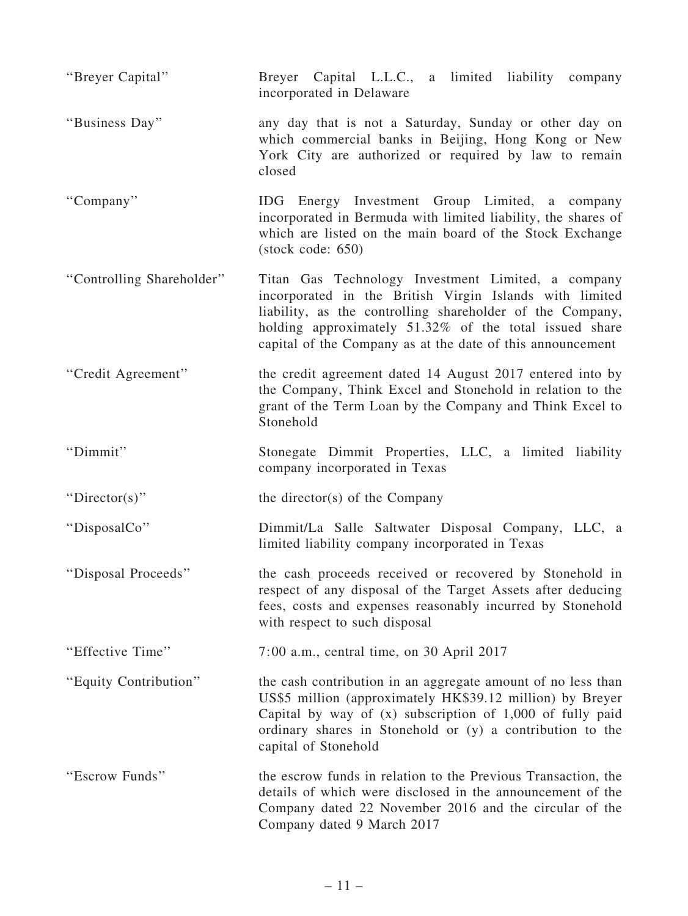| | |
|---|---|
| "Breyer Capital" | Breyer Capital L.L.C., a limited liability company incorporated in Delaware |
| "Business Day" | any day that is not a Saturday, Sunday or other day on which commercial banks in Beijing, Hong Kong or New York City are authorized or required by law to remain closed |
| "Company" | IDG Energy Investment Group Limited, a company incorporated in Bermuda with limited liability, the shares of which are listed on the main board of the Stock Exchange (stock code: 650) |
| "Controlling Shareholder" | Titan Gas Technology Investment Limited, a company incorporated in the British Virgin Islands with limited liability, as the controlling shareholder of the Company, holding approximately 51.32% of the total issued share capital of the Company as at the date of this announcement |
| "Credit Agreement" | the credit agreement dated 14 August 2017 entered into by the Company, Think Excel and Stonehold in relation to the grant of the Term Loan by the Company and Think Excel to Stonehold |
| "Dimmit" | Stonegate Dimmit Properties, LLC, a limited liability company incorporated in Texas |
| "Director(s)" | the director(s) of the Company |
| "DisposalCo" | Dimmit/La Salle Saltwater Disposal Company, LLC, a limited liability company incorporated in Texas |
| "Disposal Proceeds" | the cash proceeds received or recovered by Stonehold in respect of any disposal of the Target Assets after deducing fees, costs and expenses reasonably incurred by Stonehold with respect to such disposal |
| "Effective Time" | 7:00 a.m., central time, on 30 April 2017 |
| "Equity Contribution" | the cash contribution in an aggregate amount of no less than US$5 million (approximately HK$39.12 million) by Breyer Capital by way of (x) subscription of 1,000 of fully paid ordinary shares in Stonehold or (y) a contribution to the capital of Stonehold |
| "Escrow Funds" | the escrow funds in relation to the Previous Transaction, the details of which were disclosed in the announcement of the Company dated 22 November 2016 and the circular of the Company dated 9 March 2017 |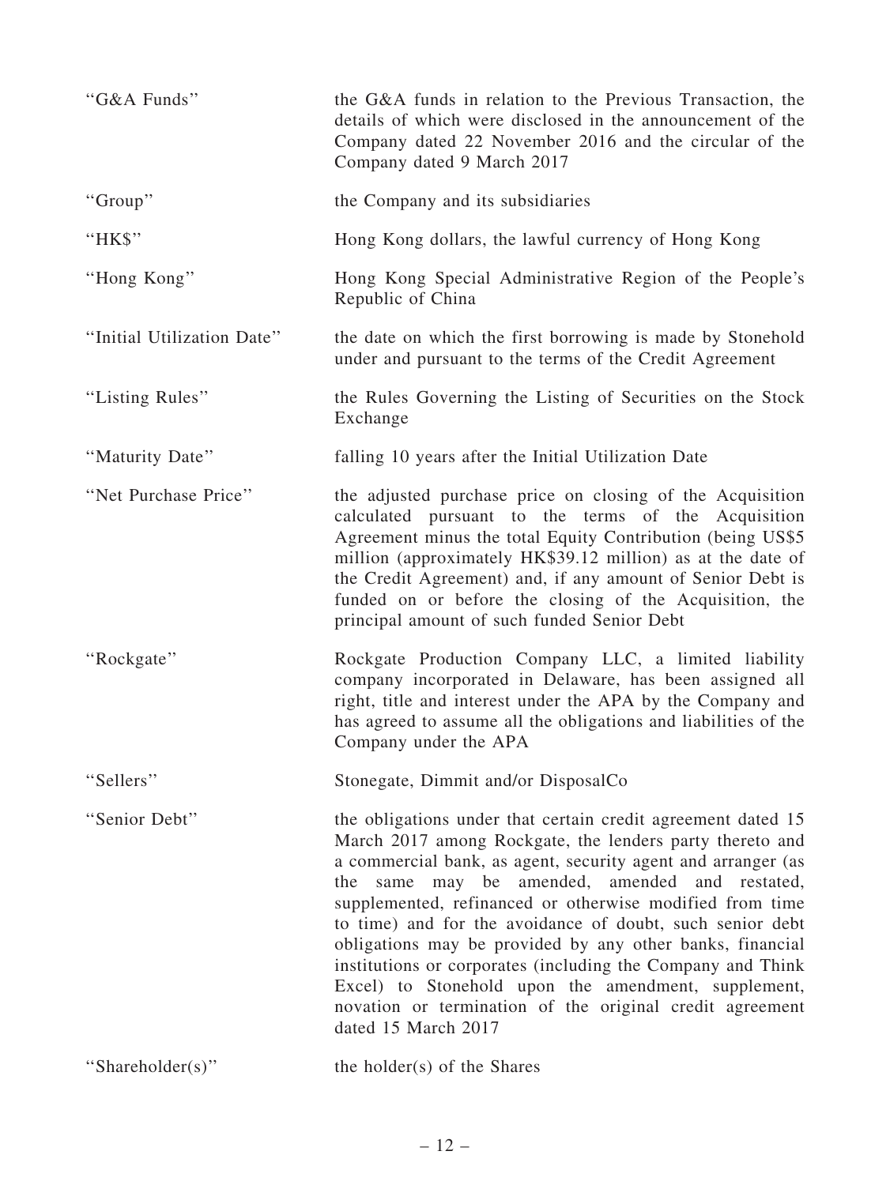| | |
|---|---|
| "G&A Funds" | the G&A funds in relation to the Previous Transaction, the details of which were disclosed in the announcement of the Company dated 22 November 2016 and the circular of the Company dated 9 March 2017 |
| "Group" | the Company and its subsidiaries |
| "HK$" | Hong Kong dollars, the lawful currency of Hong Kong |
| "Hong Kong" | Hong Kong Special Administrative Region of the People's Republic of China |
| "Initial Utilization Date" | the date on which the first borrowing is made by Stonehold under and pursuant to the terms of the Credit Agreement |
| "Listing Rules" | the Rules Governing the Listing of Securities on the Stock Exchange |
| "Maturity Date" | falling 10 years after the Initial Utilization Date |
| "Net Purchase Price" | the adjusted purchase price on closing of the Acquisition calculated pursuant to the terms of the Acquisition Agreement minus the total Equity Contribution (being US$5 million (approximately HK$39.12 million) as at the date of the Credit Agreement) and, if any amount of Senior Debt is funded on or before the closing of the Acquisition, the principal amount of such funded Senior Debt |
| "Rockgate" | Rockgate Production Company LLC, a limited liability company incorporated in Delaware, has been assigned all right, title and interest under the APA by the Company and has agreed to assume all the obligations and liabilities of the Company under the APA |
| "Sellers" | Stonegate, Dimmit and/or DisposalCo |
| "Senior Debt" | the obligations under that certain credit agreement dated 15 March 2017 among Rockgate, the lenders party thereto and a commercial bank, as agent, security agent and arranger (as the same may be amended, amended and restated, supplemented, refinanced or otherwise modified from time to time) and for the avoidance of doubt, such senior debt obligations may be provided by any other banks, financial institutions or corporates (including the Company and Think Excel) to Stonehold upon the amendment, supplement, novation or termination of the original credit agreement dated 15 March 2017 |
| "Shareholder(s)" | the holder(s) of the Shares |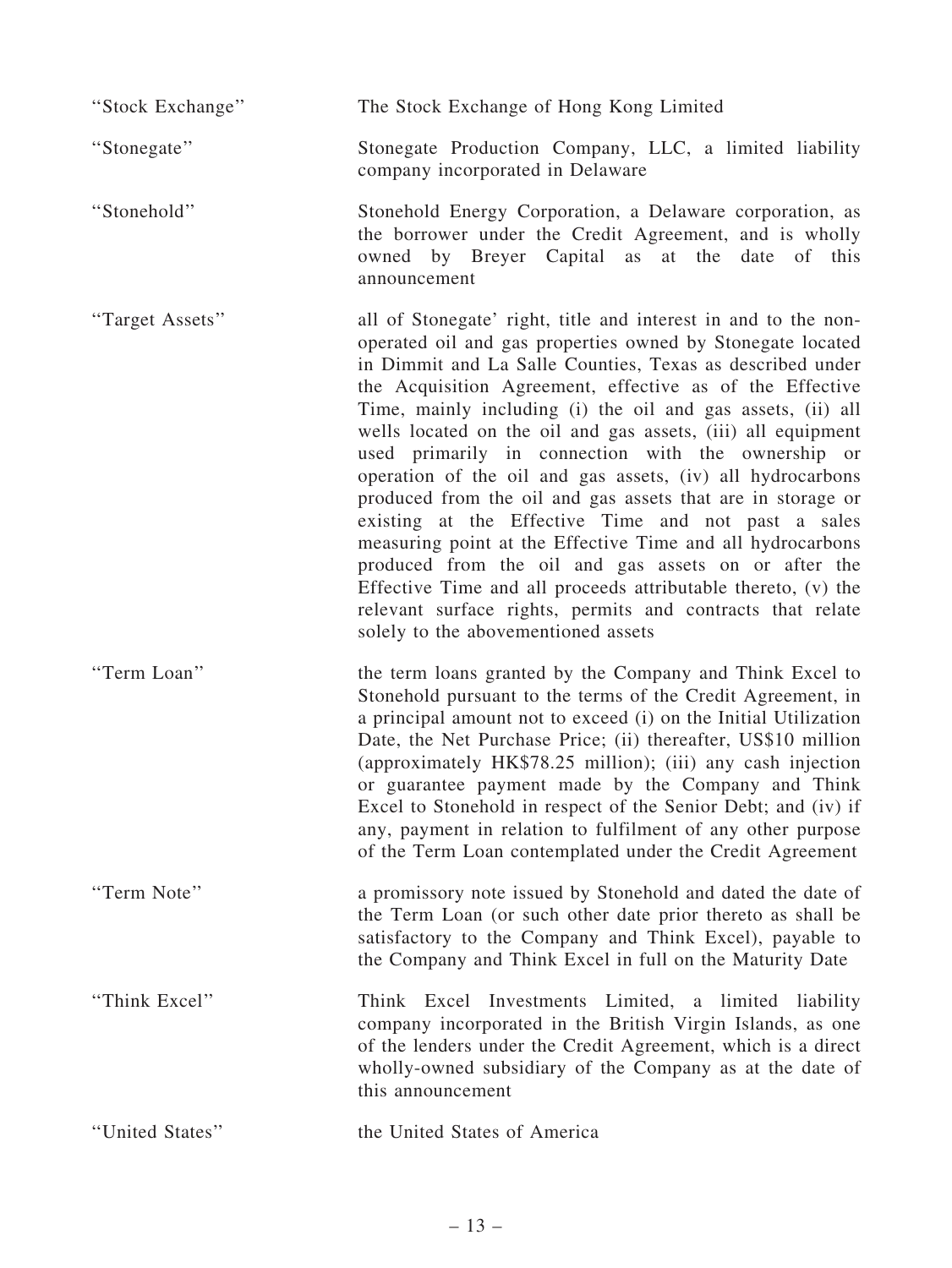| | |
|---|---|
| "Stock Exchange" | The Stock Exchange of Hong Kong Limited |
| "Stonegate" | Stonegate Production Company, LLC, a limited liability company incorporated in Delaware |
| "Stonehold" | Stonehold Energy Corporation, a Delaware corporation, as the borrower under the Credit Agreement, and is wholly owned by Breyer Capital as at the date of this announcement |
| "Target Assets" | all of Stonegate' right, title and interest in and to the non-operated oil and gas properties owned by Stonegate located in Dimmit and La Salle Counties, Texas as described under the Acquisition Agreement, effective as of the Effective Time, mainly including (i) the oil and gas assets, (ii) all wells located on the oil and gas assets, (iii) all equipment used primarily in connection with the ownership or operation of the oil and gas assets, (iv) all hydrocarbons produced from the oil and gas assets that are in storage or existing at the Effective Time and not past a sales measuring point at the Effective Time and all hydrocarbons produced from the oil and gas assets on or after the Effective Time and all proceeds attributable thereto, (v) the relevant surface rights, permits and contracts that relate solely to the abovementioned assets |
| "Term Loan" | the term loans granted by the Company and Think Excel to Stonehold pursuant to the terms of the Credit Agreement, in a principal amount not to exceed (i) on the Initial Utilization Date, the Net Purchase Price; (ii) thereafter, US$10 million (approximately HK$78.25 million); (iii) any cash injection or guarantee payment made by the Company and Think Excel to Stonehold in respect of the Senior Debt; and (iv) if any, payment in relation to fulfilment of any other purpose of the Term Loan contemplated under the Credit Agreement |
| "Term Note" | a promissory note issued by Stonehold and dated the date of the Term Loan (or such other date prior thereto as shall be satisfactory to the Company and Think Excel), payable to the Company and Think Excel in full on the Maturity Date |
| "Think Excel" | Think Excel Investments Limited, a limited liability company incorporated in the British Virgin Islands, as one of the lenders under the Credit Agreement, which is a direct wholly-owned subsidiary of the Company as at the date of this announcement |
| "United States" | the United States of America |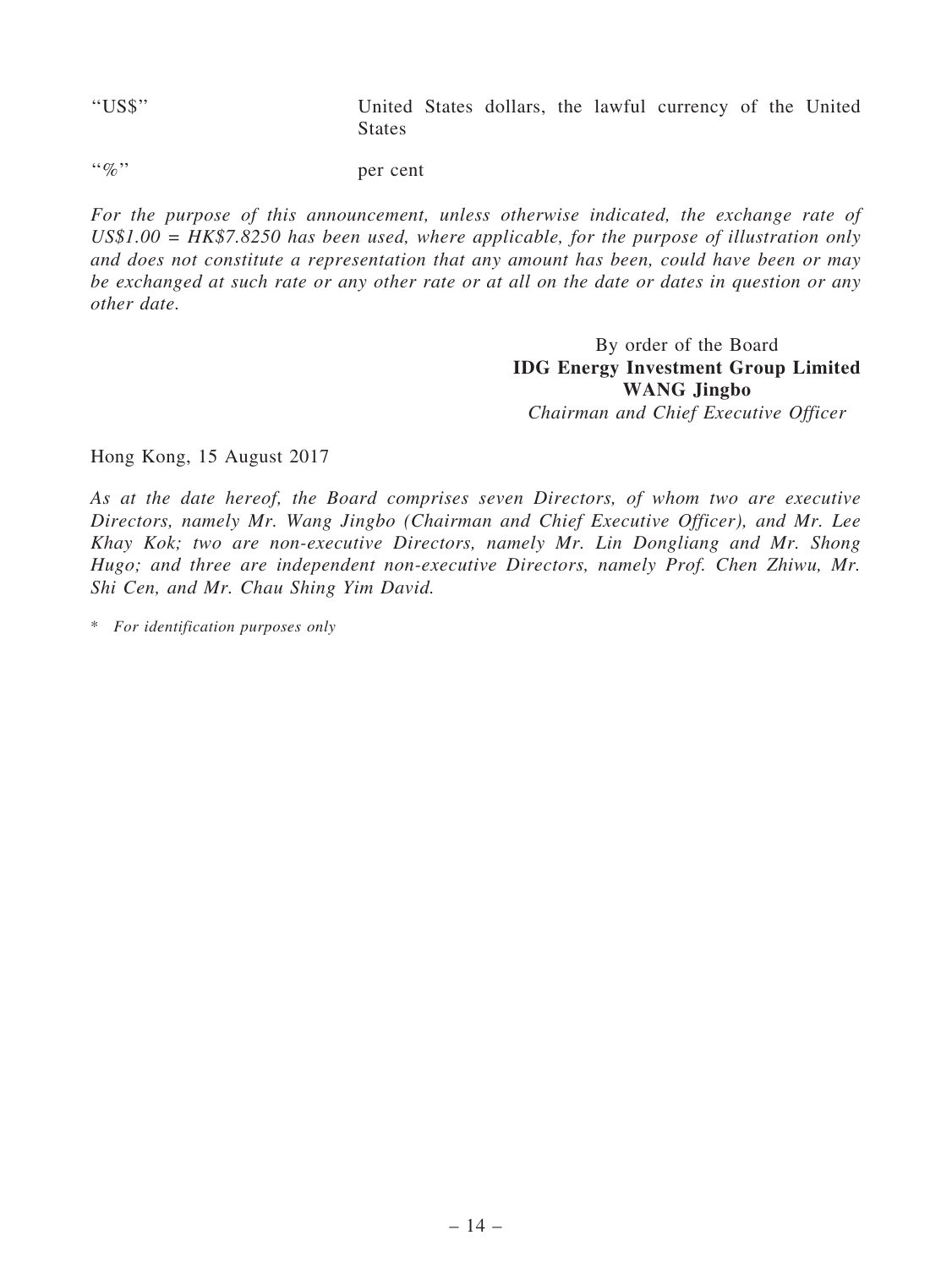| | |
|---|---|
| "US$" | United States dollars, the lawful currency of the United States |
| "%" | per cent |

*For the purpose of this announcement, unless otherwise indicated, the exchange rate of US$1.00 = HK$7.8250 has been used, where applicable, for the purpose of illustration only and does not constitute a representation that any amount has been, could have been or may be exchanged at such rate or any other rate or at all on the date or dates in question or any other date.*

By order of the Board
**IDG Energy Investment Group Limited**
**WANG Jingbo**
*Chairman and Chief Executive Officer*

Hong Kong, 15 August 2017

*As at the date hereof, the Board comprises seven Directors, of whom two are executive Directors, namely Mr. Wang Jingbo (Chairman and Chief Executive Officer), and Mr. Lee Khay Kok; two are non-executive Directors, namely Mr. Lin Dongliang and Mr. Shong Hugo; and three are independent non-executive Directors, namely Prof. Chen Zhiwu, Mr. Shi Cen, and Mr. Chau Shing Yim David.*

\* *For identification purposes only*